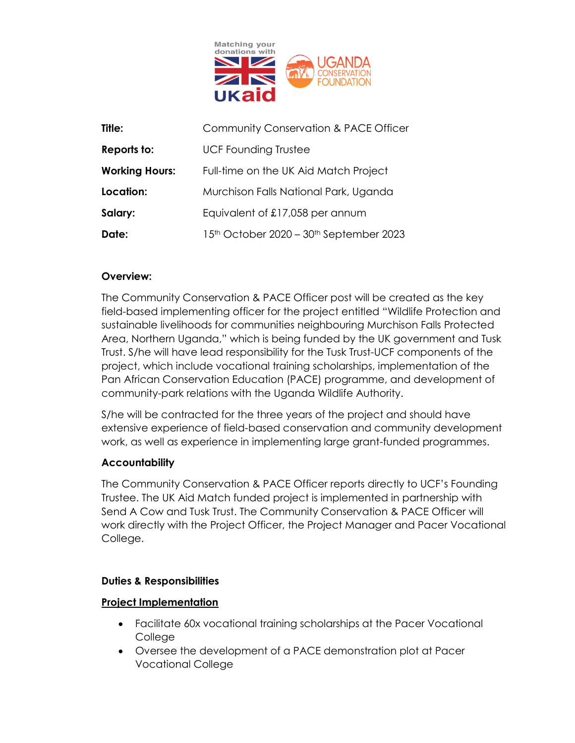| | |
|---|---|
| **Title:** | Community Conservation & PACE Officer |
| **Reports to:** | UCF Founding Trustee |
| **Working Hours:** | Full-time on the UK Aid Match Project |
| **Location:** | Murchison Falls National Park, Uganda |
| **Salary:** | Equivalent of £17,058 per annum |
| **Date:** | 15th October 2020 – 30th September 2023 |

**Overview:**

The Community Conservation & PACE Officer post will be created as the key field-based implementing officer for the project entitled "Wildlife Protection and sustainable livelihoods for communities neighbouring Murchison Falls Protected Area, Northern Uganda," which is being funded by the UK government and Tusk Trust. S/he will have lead responsibility for the Tusk Trust-UCF components of the project, which include vocational training scholarships, implementation of the Pan African Conservation Education (PACE) programme, and development of community-park relations with the Uganda Wildlife Authority.

S/he will be contracted for the three years of the project and should have extensive experience of field-based conservation and community development work, as well as experience in implementing large grant-funded programmes.

**Accountability**

The Community Conservation & PACE Officer reports directly to UCF's Founding Trustee. The UK Aid Match funded project is implemented in partnership with Send A Cow and Tusk Trust. The Community Conservation & PACE Officer will work directly with the Project Officer, the Project Manager and Pacer Vocational College.

**Duties & Responsibilities**

**Project Implementation**

- Facilitate 60x vocational training scholarships at the Pacer Vocational College
- Oversee the development of a PACE demonstration plot at Pacer Vocational College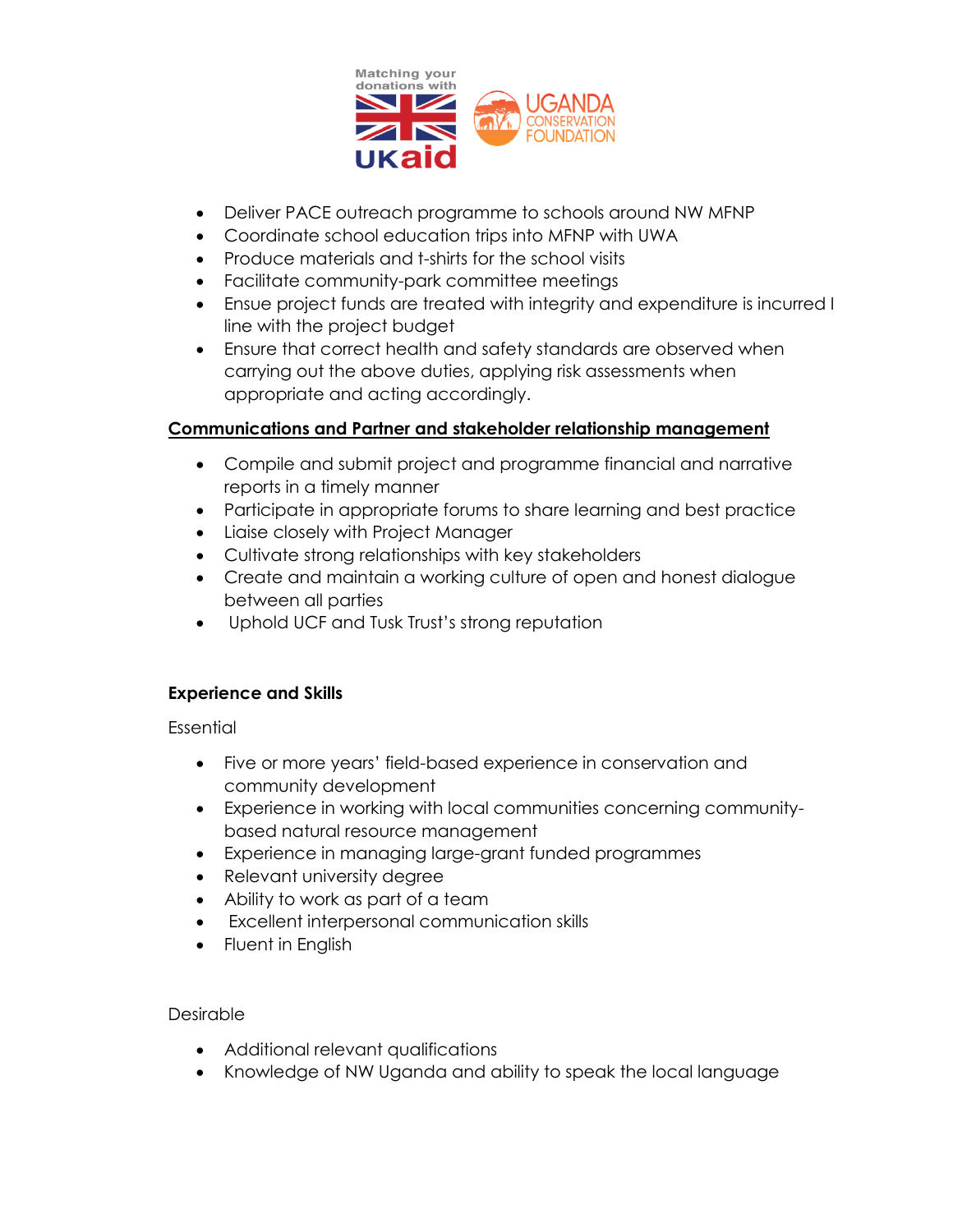- Deliver PACE outreach programme to schools around NW MFNP
- Coordinate school education trips into MFNP with UWA
- Produce materials and t-shirts for the school visits
- Facilitate community-park committee meetings
- Ensue project funds are treated with integrity and expenditure is incurred I line with the project budget
- Ensure that correct health and safety standards are observed when carrying out the above duties, applying risk assessments when appropriate and acting accordingly.

**Communications and Partner and stakeholder relationship management**

- Compile and submit project and programme financial and narrative reports in a timely manner
- Participate in appropriate forums to share learning and best practice
- Liaise closely with Project Manager
- Cultivate strong relationships with key stakeholders
- Create and maintain a working culture of open and honest dialogue between all parties
- Uphold UCF and Tusk Trust's strong reputation

**Experience and Skills**

Essential

- Five or more years' field-based experience in conservation and community development
- Experience in working with local communities concerning community-based natural resource management
- Experience in managing large-grant funded programmes
- Relevant university degree
- Ability to work as part of a team
- Excellent interpersonal communication skills
- Fluent in English

Desirable

- Additional relevant qualifications
- Knowledge of NW Uganda and ability to speak the local language